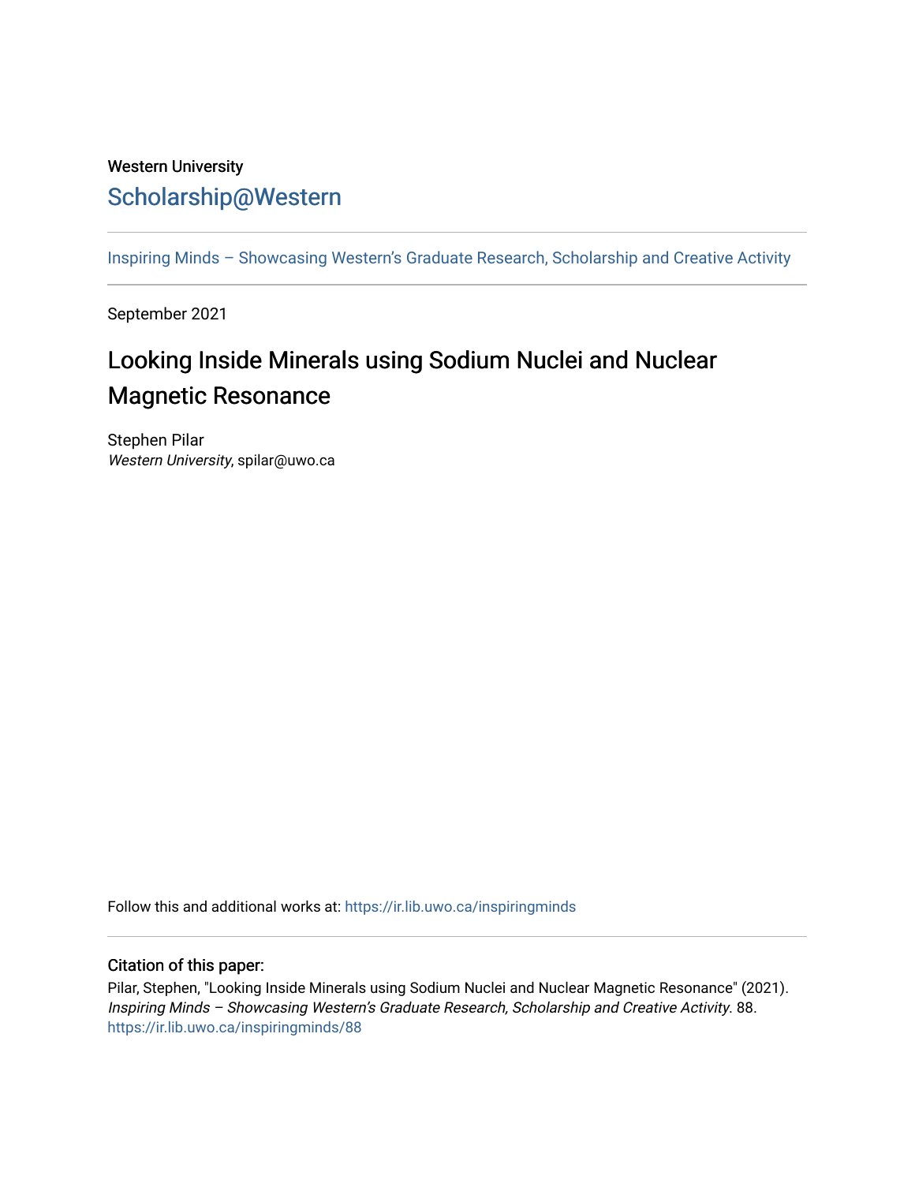Western University

# Scholarship@Western

Inspiring Minds – Showcasing Western's Graduate Research, Scholarship and Creative Activity

September 2021

## Looking Inside Minerals using Sodium Nuclei and Nuclear Magnetic Resonance

Stephen Pilar
*Western University*, spilar@uwo.ca

Follow this and additional works at: https://ir.lib.uwo.ca/inspiringminds

### Citation of this paper:

Pilar, Stephen, "Looking Inside Minerals using Sodium Nuclei and Nuclear Magnetic Resonance" (2021). *Inspiring Minds – Showcasing Western's Graduate Research, Scholarship and Creative Activity*. 88.
https://ir.lib.uwo.ca/inspiringminds/88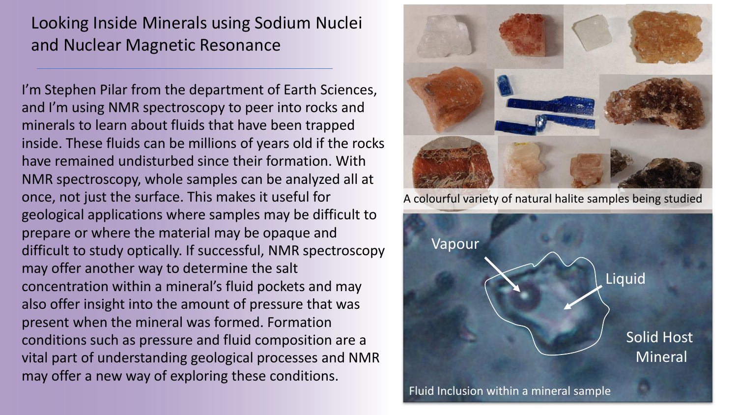# Looking Inside Minerals using Sodium Nuclei and Nuclear Magnetic Resonance

I'm Stephen Pilar from the department of Earth Sciences, and I'm using NMR spectroscopy to peer into rocks and minerals to learn about fluids that have been trapped inside. These fluids can be millions of years old if the rocks have remained undisturbed since their formation. With NMR spectroscopy, whole samples can be analyzed all at once, not just the surface. This makes it useful for geological applications where samples may be difficult to prepare or where the material may be opaque and difficult to study optically. If successful, NMR spectroscopy may offer another way to determine the salt concentration within a mineral's fluid pockets and may also offer insight into the amount of pressure that was present when the mineral was formed. Formation conditions such as pressure and fluid composition are a vital part of understanding geological processes and NMR may offer a new way of exploring these conditions.

A colourful variety of natural halite samples being studied

Vapour

Liquid

Solid Host Mineral

Fluid Inclusion within a mineral sample